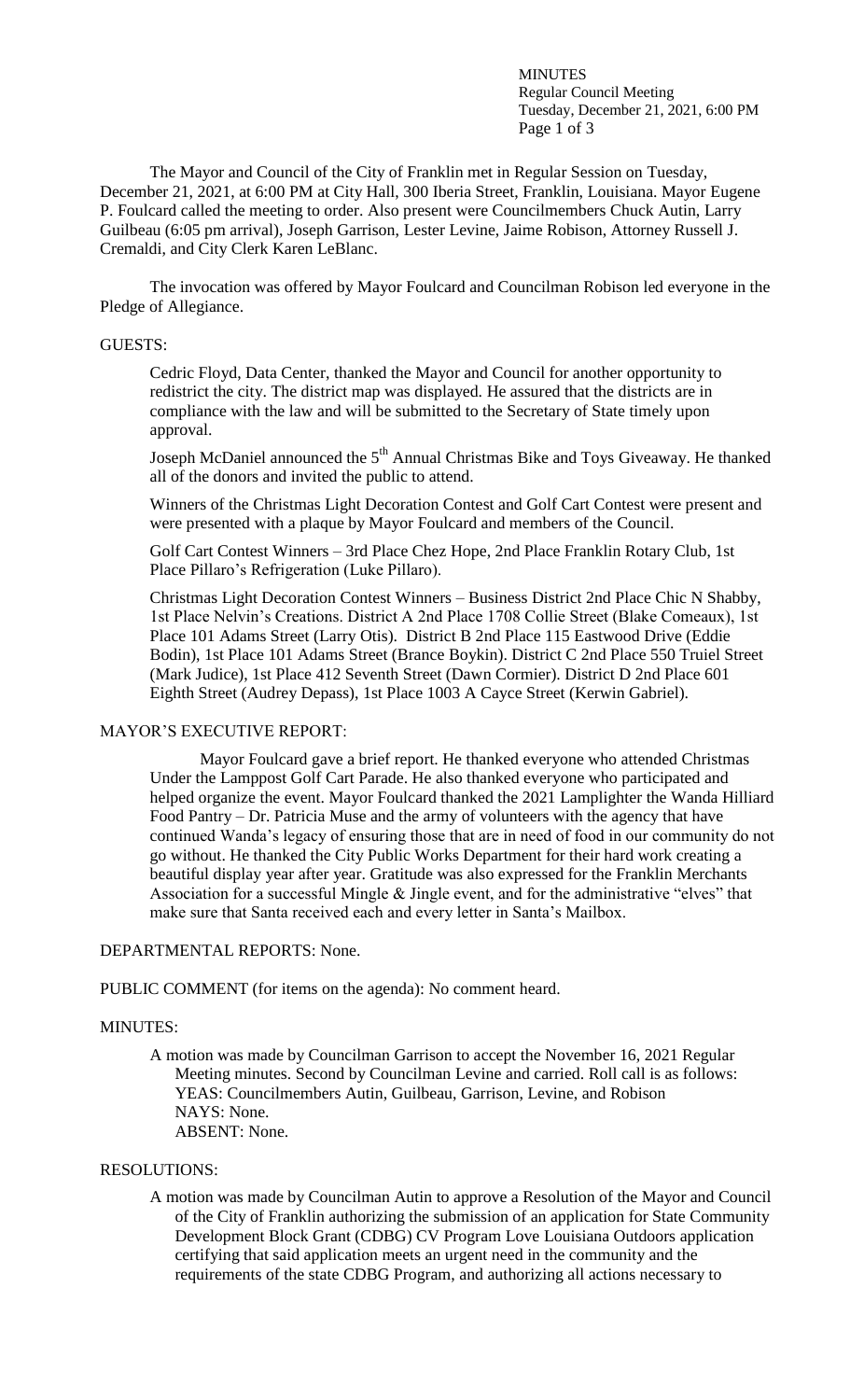MINUTES
Regular Council Meeting
Tuesday, December 21, 2021, 6:00 PM

The Mayor and Council of the City of Franklin met in Regular Session on Tuesday, December 21, 2021, at 6:00 PM at City Hall, 300 Iberia Street, Franklin, Louisiana. Mayor Eugene P. Foulcard called the meeting to order. Also present were Councilmembers Chuck Autin, Larry Guilbeau (6:05 pm arrival), Joseph Garrison, Lester Levine, Jaime Robison, Attorney Russell J. Cremaldi, and City Clerk Karen LeBlanc.

The invocation was offered by Mayor Foulcard and Councilman Robison led everyone in the Pledge of Allegiance.

GUESTS:

Cedric Floyd, Data Center, thanked the Mayor and Council for another opportunity to redistrict the city. The district map was displayed. He assured that the districts are in compliance with the law and will be submitted to the Secretary of State timely upon approval.

Joseph McDaniel announced the 5th Annual Christmas Bike and Toys Giveaway. He thanked all of the donors and invited the public to attend.

Winners of the Christmas Light Decoration Contest and Golf Cart Contest were present and were presented with a plaque by Mayor Foulcard and members of the Council.

Golf Cart Contest Winners – 3rd Place Chez Hope, 2nd Place Franklin Rotary Club, 1st Place Pillaro's Refrigeration (Luke Pillaro).

Christmas Light Decoration Contest Winners – Business District 2nd Place Chic N Shabby, 1st Place Nelvin's Creations. District A 2nd Place 1708 Collie Street (Blake Comeaux), 1st Place 101 Adams Street (Larry Otis). District B 2nd Place 115 Eastwood Drive (Eddie Bodin), 1st Place 101 Adams Street (Brance Boykin). District C 2nd Place 550 Truiel Street (Mark Judice), 1st Place 412 Seventh Street (Dawn Cormier). District D 2nd Place 601 Eighth Street (Audrey Depass), 1st Place 1003 A Cayce Street (Kerwin Gabriel).

MAYOR'S EXECUTIVE REPORT:

Mayor Foulcard gave a brief report. He thanked everyone who attended Christmas Under the Lamppost Golf Cart Parade. He also thanked everyone who participated and helped organize the event. Mayor Foulcard thanked the 2021 Lamplighter the Wanda Hilliard Food Pantry – Dr. Patricia Muse and the army of volunteers with the agency that have continued Wanda's legacy of ensuring those that are in need of food in our community do not go without. He thanked the City Public Works Department for their hard work creating a beautiful display year after year. Gratitude was also expressed for the Franklin Merchants Association for a successful Mingle & Jingle event, and for the administrative "elves" that make sure that Santa received each and every letter in Santa's Mailbox.

DEPARTMENTAL REPORTS: None.

PUBLIC COMMENT (for items on the agenda): No comment heard.

MINUTES:

A motion was made by Councilman Garrison to accept the November 16, 2021 Regular Meeting minutes. Second by Councilman Levine and carried. Roll call is as follows:
YEAS: Councilmembers Autin, Guilbeau, Garrison, Levine, and Robison
NAYS: None.
ABSENT: None.

RESOLUTIONS:

A motion was made by Councilman Autin to approve a Resolution of the Mayor and Council of the City of Franklin authorizing the submission of an application for State Community Development Block Grant (CDBG) CV Program Love Louisiana Outdoors application certifying that said application meets an urgent need in the community and the requirements of the state CDBG Program, and authorizing all actions necessary to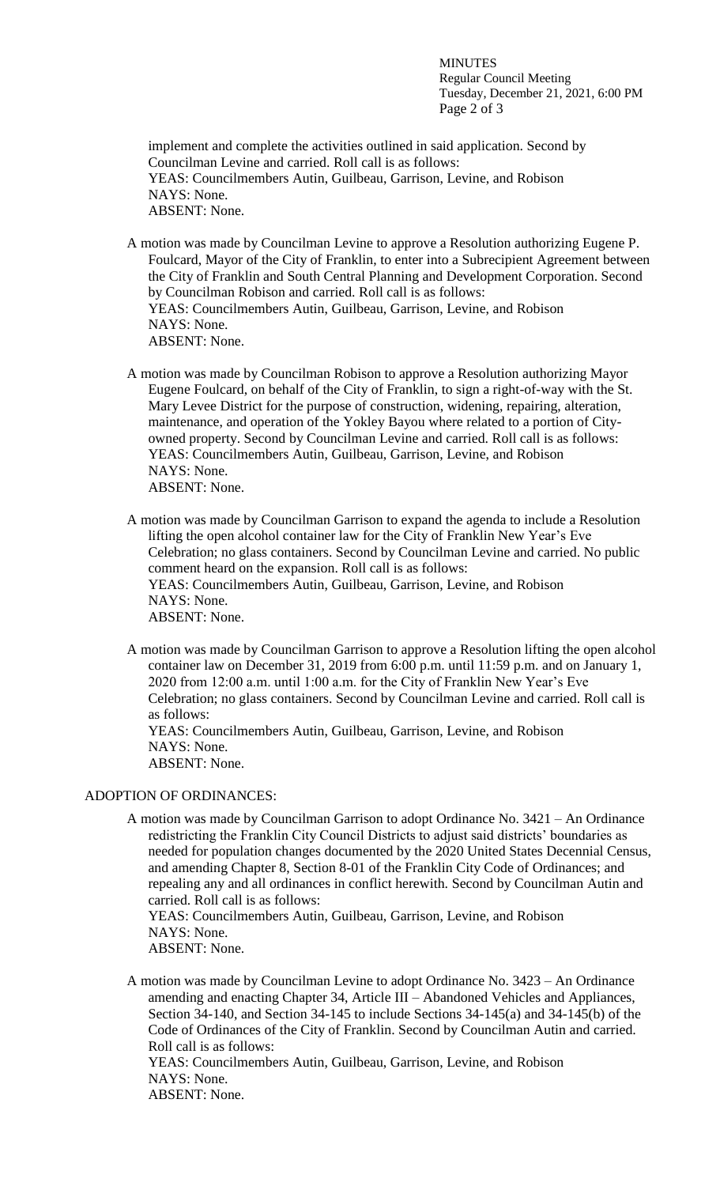implement and complete the activities outlined in said application. Second by Councilman Levine and carried. Roll call is as follows:
YEAS: Councilmembers Autin, Guilbeau, Garrison, Levine, and Robison
NAYS: None.
ABSENT: None.

A motion was made by Councilman Levine to approve a Resolution authorizing Eugene P. Foulcard, Mayor of the City of Franklin, to enter into a Subrecipient Agreement between the City of Franklin and South Central Planning and Development Corporation. Second by Councilman Robison and carried. Roll call is as follows:
YEAS: Councilmembers Autin, Guilbeau, Garrison, Levine, and Robison
NAYS: None.
ABSENT: None.

A motion was made by Councilman Robison to approve a Resolution authorizing Mayor Eugene Foulcard, on behalf of the City of Franklin, to sign a right-of-way with the St. Mary Levee District for the purpose of construction, widening, repairing, alteration, maintenance, and operation of the Yokley Bayou where related to a portion of City-owned property. Second by Councilman Levine and carried. Roll call is as follows:
YEAS: Councilmembers Autin, Guilbeau, Garrison, Levine, and Robison
NAYS: None.
ABSENT: None.

A motion was made by Councilman Garrison to expand the agenda to include a Resolution lifting the open alcohol container law for the City of Franklin New Year's Eve Celebration; no glass containers. Second by Councilman Levine and carried. No public comment heard on the expansion. Roll call is as follows:
YEAS: Councilmembers Autin, Guilbeau, Garrison, Levine, and Robison
NAYS: None.
ABSENT: None.

A motion was made by Councilman Garrison to approve a Resolution lifting the open alcohol container law on December 31, 2019 from 6:00 p.m. until 11:59 p.m. and on January 1, 2020 from 12:00 a.m. until 1:00 a.m. for the City of Franklin New Year's Eve Celebration; no glass containers. Second by Councilman Levine and carried. Roll call is as follows:
YEAS: Councilmembers Autin, Guilbeau, Garrison, Levine, and Robison
NAYS: None.
ABSENT: None.

ADOPTION OF ORDINANCES:

A motion was made by Councilman Garrison to adopt Ordinance No. 3421 – An Ordinance redistricting the Franklin City Council Districts to adjust said districts' boundaries as needed for population changes documented by the 2020 United States Decennial Census, and amending Chapter 8, Section 8-01 of the Franklin City Code of Ordinances; and repealing any and all ordinances in conflict herewith. Second by Councilman Autin and carried. Roll call is as follows:
YEAS: Councilmembers Autin, Guilbeau, Garrison, Levine, and Robison
NAYS: None.
ABSENT: None.

A motion was made by Councilman Levine to adopt Ordinance No. 3423 – An Ordinance amending and enacting Chapter 34, Article III – Abandoned Vehicles and Appliances, Section 34-140, and Section 34-145 to include Sections 34-145(a) and 34-145(b) of the Code of Ordinances of the City of Franklin. Second by Councilman Autin and carried. Roll call is as follows:
YEAS: Councilmembers Autin, Guilbeau, Garrison, Levine, and Robison
NAYS: None.
ABSENT: None.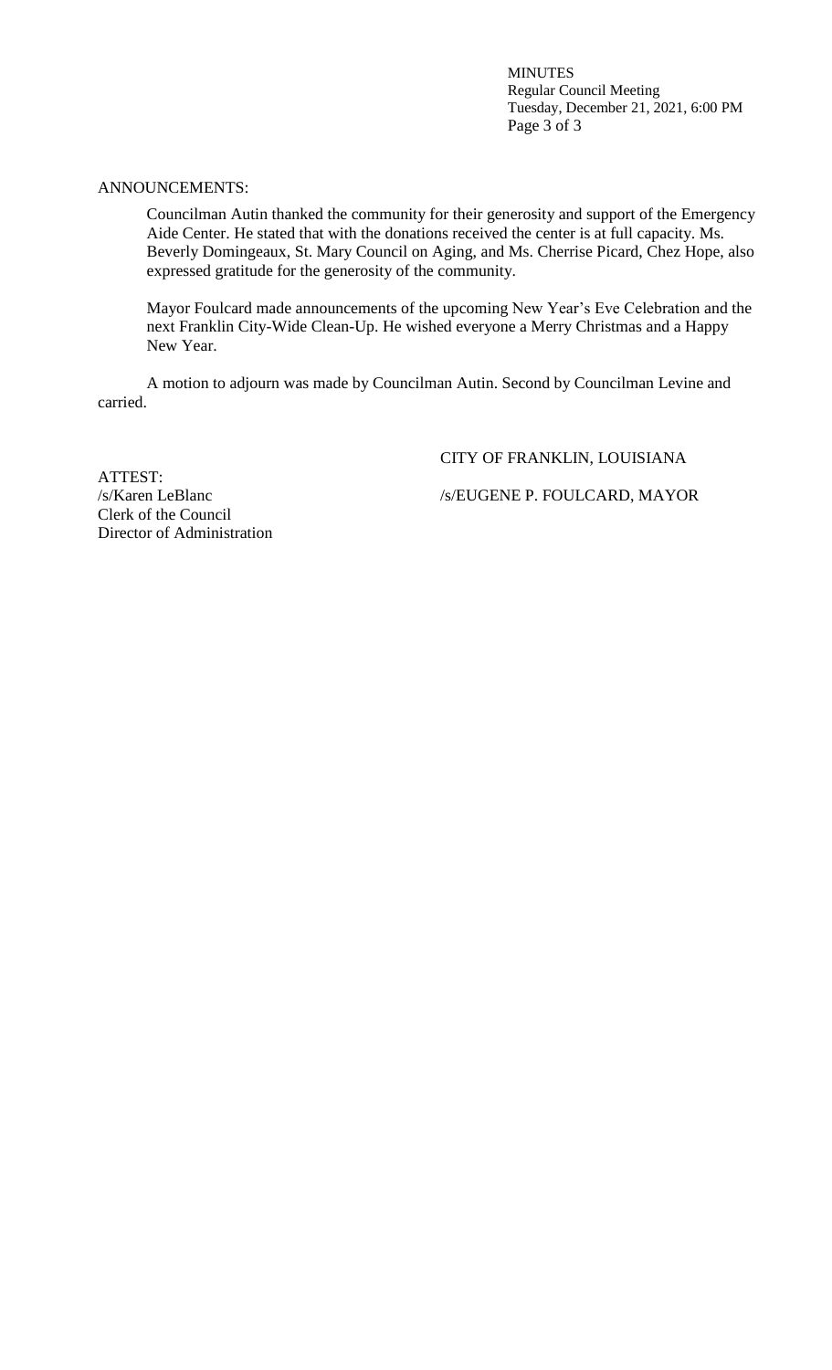ANNOUNCEMENTS:

Councilman Autin thanked the community for their generosity and support of the Emergency Aide Center. He stated that with the donations received the center is at full capacity. Ms. Beverly Domingeaux, St. Mary Council on Aging, and Ms. Cherrise Picard, Chez Hope, also expressed gratitude for the generosity of the community.

Mayor Foulcard made announcements of the upcoming New Year's Eve Celebration and the next Franklin City-Wide Clean-Up. He wished everyone a Merry Christmas and a Happy New Year.

A motion to adjourn was made by Councilman Autin. Second by Councilman Levine and carried.

CITY OF FRANKLIN, LOUISIANA

ATTEST:
/s/Karen LeBlanc
Clerk of the Council
Director of Administration

/s/EUGENE P. FOULCARD, MAYOR